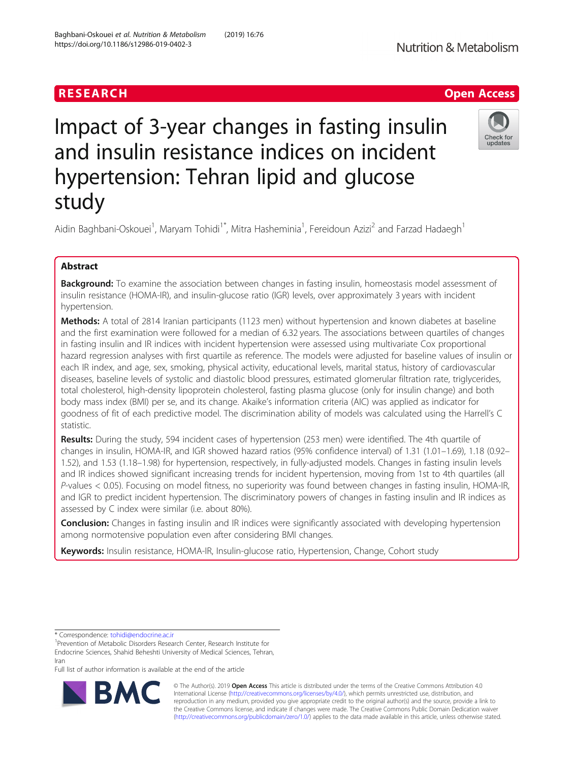RESEARCH

Open Access

# Impact of 3-year changes in fasting insulin and insulin resistance indices on incident hypertension: Tehran lipid and glucose study

Aidin Baghbani-Oskouei[1], Maryam Tohidi[1*], Mitra Hasheminia[1], Fereidoun Azizi[2] and Farzad Hadaegh[1]

## Abstract

**Background:** To examine the association between changes in fasting insulin, homeostasis model assessment of insulin resistance (HOMA-IR), and insulin-glucose ratio (IGR) levels, over approximately 3 years with incident hypertension.

**Methods:** A total of 2814 Iranian participants (1123 men) without hypertension and known diabetes at baseline and the first examination were followed for a median of 6.32 years. The associations between quartiles of changes in fasting insulin and IR indices with incident hypertension were assessed using multivariate Cox proportional hazard regression analyses with first quartile as reference. The models were adjusted for baseline values of insulin or each IR index, and age, sex, smoking, physical activity, educational levels, marital status, history of cardiovascular diseases, baseline levels of systolic and diastolic blood pressures, estimated glomerular filtration rate, triglycerides, total cholesterol, high-density lipoprotein cholesterol, fasting plasma glucose (only for insulin change) and both body mass index (BMI) per se, and its change. Akaike's information criteria (AIC) was applied as indicator for goodness of fit of each predictive model. The discrimination ability of models was calculated using the Harrell's C statistic.

**Results:** During the study, 594 incident cases of hypertension (253 men) were identified. The 4th quartile of changes in insulin, HOMA-IR, and IGR showed hazard ratios (95% confidence interval) of 1.31 (1.01–1.69), 1.18 (0.92–1.52), and 1.53 (1.18–1.98) for hypertension, respectively, in fully-adjusted models. Changes in fasting insulin levels and IR indices showed significant increasing trends for incident hypertension, moving from 1st to 4th quartiles (all *P*-values < 0.05). Focusing on model fitness, no superiority was found between changes in fasting insulin, HOMA-IR, and IGR to predict incident hypertension. The discriminatory powers of changes in fasting insulin and IR indices as assessed by C index were similar (i.e. about 80%).

**Conclusion:** Changes in fasting insulin and IR indices were significantly associated with developing hypertension among normotensive population even after considering BMI changes.

**Keywords:** Insulin resistance, HOMA-IR, Insulin-glucose ratio, Hypertension, Change, Cohort study

---

* Correspondence: tohidi@endocrine.ac.ir

[1]Prevention of Metabolic Disorders Research Center, Research Institute for Endocrine Sciences, Shahid Beheshti University of Medical Sciences, Tehran, Iran

Full list of author information is available at the end of the article

© The Author(s). 2019 **Open Access** This article is distributed under the terms of the Creative Commons Attribution 4.0 International License (http://creativecommons.org/licenses/by/4.0/), which permits unrestricted use, distribution, and reproduction in any medium, provided you give appropriate credit to the original author(s) and the source, provide a link to the Creative Commons license, and indicate if changes were made. The Creative Commons Public Domain Dedication waiver (http://creativecommons.org/publicdomain/zero/1.0/) applies to the data made available in this article, unless otherwise stated.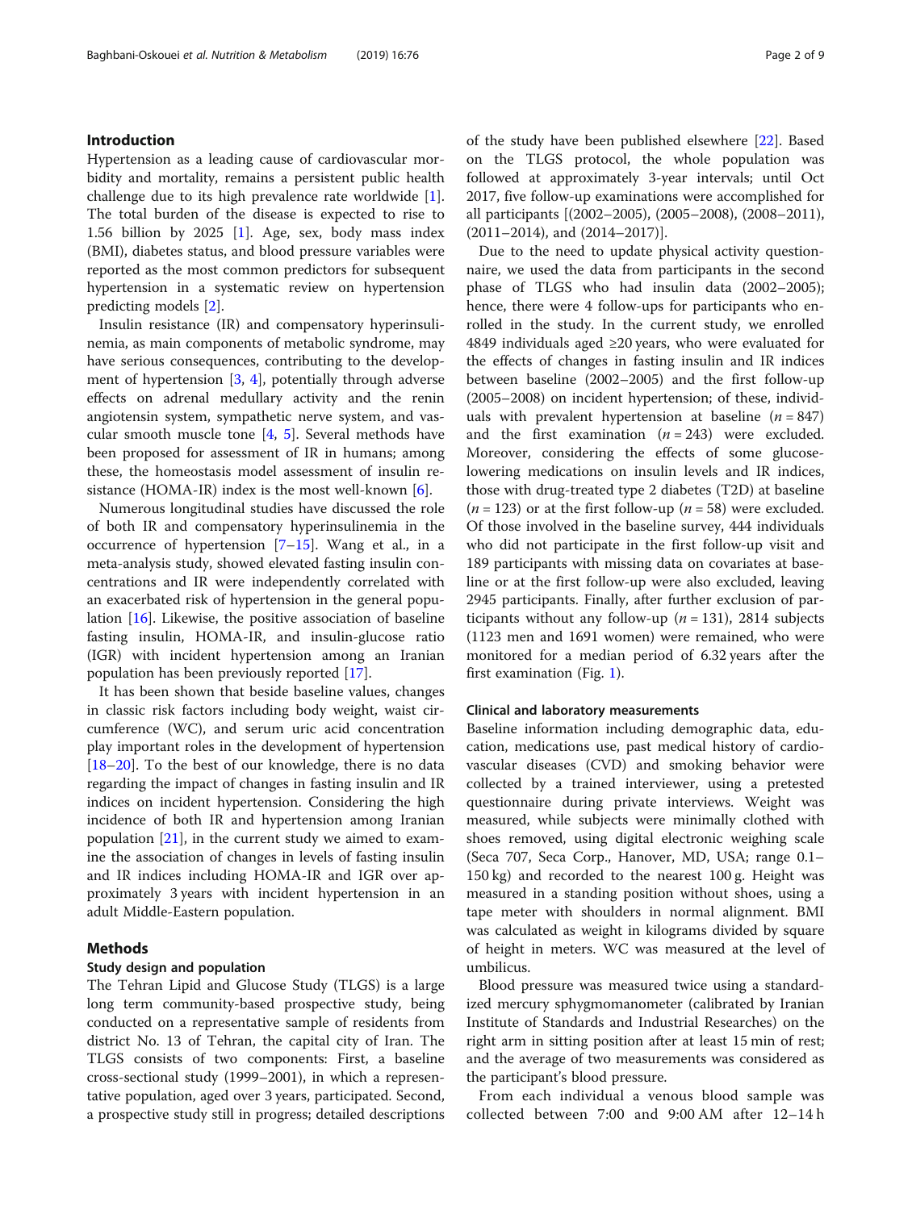## Introduction

Hypertension as a leading cause of cardiovascular morbidity and mortality, remains a persistent public health challenge due to its high prevalence rate worldwide [1]. The total burden of the disease is expected to rise to 1.56 billion by 2025 [1]. Age, sex, body mass index (BMI), diabetes status, and blood pressure variables were reported as the most common predictors for subsequent hypertension in a systematic review on hypertension predicting models [2].

Insulin resistance (IR) and compensatory hyperinsulinemia, as main components of metabolic syndrome, may have serious consequences, contributing to the development of hypertension [3, 4], potentially through adverse effects on adrenal medullary activity and the renin angiotensin system, sympathetic nerve system, and vascular smooth muscle tone [4, 5]. Several methods have been proposed for assessment of IR in humans; among these, the homeostasis model assessment of insulin resistance (HOMA-IR) index is the most well-known [6].

Numerous longitudinal studies have discussed the role of both IR and compensatory hyperinsulinemia in the occurrence of hypertension [7–15]. Wang et al., in a meta-analysis study, showed elevated fasting insulin concentrations and IR were independently correlated with an exacerbated risk of hypertension in the general population [16]. Likewise, the positive association of baseline fasting insulin, HOMA-IR, and insulin-glucose ratio (IGR) with incident hypertension among an Iranian population has been previously reported [17].

It has been shown that beside baseline values, changes in classic risk factors including body weight, waist circumference (WC), and serum uric acid concentration play important roles in the development of hypertension [18–20]. To the best of our knowledge, there is no data regarding the impact of changes in fasting insulin and IR indices on incident hypertension. Considering the high incidence of both IR and hypertension among Iranian population [21], in the current study we aimed to examine the association of changes in levels of fasting insulin and IR indices including HOMA-IR and IGR over approximately 3 years with incident hypertension in an adult Middle-Eastern population.

## Methods

### Study design and population

The Tehran Lipid and Glucose Study (TLGS) is a large long term community-based prospective study, being conducted on a representative sample of residents from district No. 13 of Tehran, the capital city of Iran. The TLGS consists of two components: First, a baseline cross-sectional study (1999–2001), in which a representative population, aged over 3 years, participated. Second, a prospective study still in progress; detailed descriptions of the study have been published elsewhere [22]. Based on the TLGS protocol, the whole population was followed at approximately 3-year intervals; until Oct 2017, five follow-up examinations were accomplished for all participants [(2002–2005), (2005–2008), (2008–2011), (2011–2014), and (2014–2017)].

Due to the need to update physical activity questionnaire, we used the data from participants in the second phase of TLGS who had insulin data (2002–2005); hence, there were 4 follow-ups for participants who enrolled in the study. In the current study, we enrolled 4849 individuals aged ≥20 years, who were evaluated for the effects of changes in fasting insulin and IR indices between baseline (2002–2005) and the first follow-up (2005–2008) on incident hypertension; of these, individuals with prevalent hypertension at baseline ($n = 847$) and the first examination ($n = 243$) were excluded. Moreover, considering the effects of some glucose-lowering medications on insulin levels and IR indices, those with drug-treated type 2 diabetes (T2D) at baseline ($n = 123$) or at the first follow-up ($n = 58$) were excluded. Of those involved in the baseline survey, 444 individuals who did not participate in the first follow-up visit and 189 participants with missing data on covariates at baseline or at the first follow-up were also excluded, leaving 2945 participants. Finally, after further exclusion of participants without any follow-up ($n = 131$), 2814 subjects (1123 men and 1691 women) were remained, who were monitored for a median period of 6.32 years after the first examination (Fig. 1).

### Clinical and laboratory measurements

Baseline information including demographic data, education, medications use, past medical history of cardiovascular diseases (CVD) and smoking behavior were collected by a trained interviewer, using a pretested questionnaire during private interviews. Weight was measured, while subjects were minimally clothed with shoes removed, using digital electronic weighing scale (Seca 707, Seca Corp., Hanover, MD, USA; range 0.1–150 kg) and recorded to the nearest 100 g. Height was measured in a standing position without shoes, using a tape meter with shoulders in normal alignment. BMI was calculated as weight in kilograms divided by square of height in meters. WC was measured at the level of umbilicus.

Blood pressure was measured twice using a standardized mercury sphygmomanometer (calibrated by Iranian Institute of Standards and Industrial Researches) on the right arm in sitting position after at least 15 min of rest; and the average of two measurements was considered as the participant's blood pressure.

From each individual a venous blood sample was collected between 7:00 and 9:00 AM after 12–14 h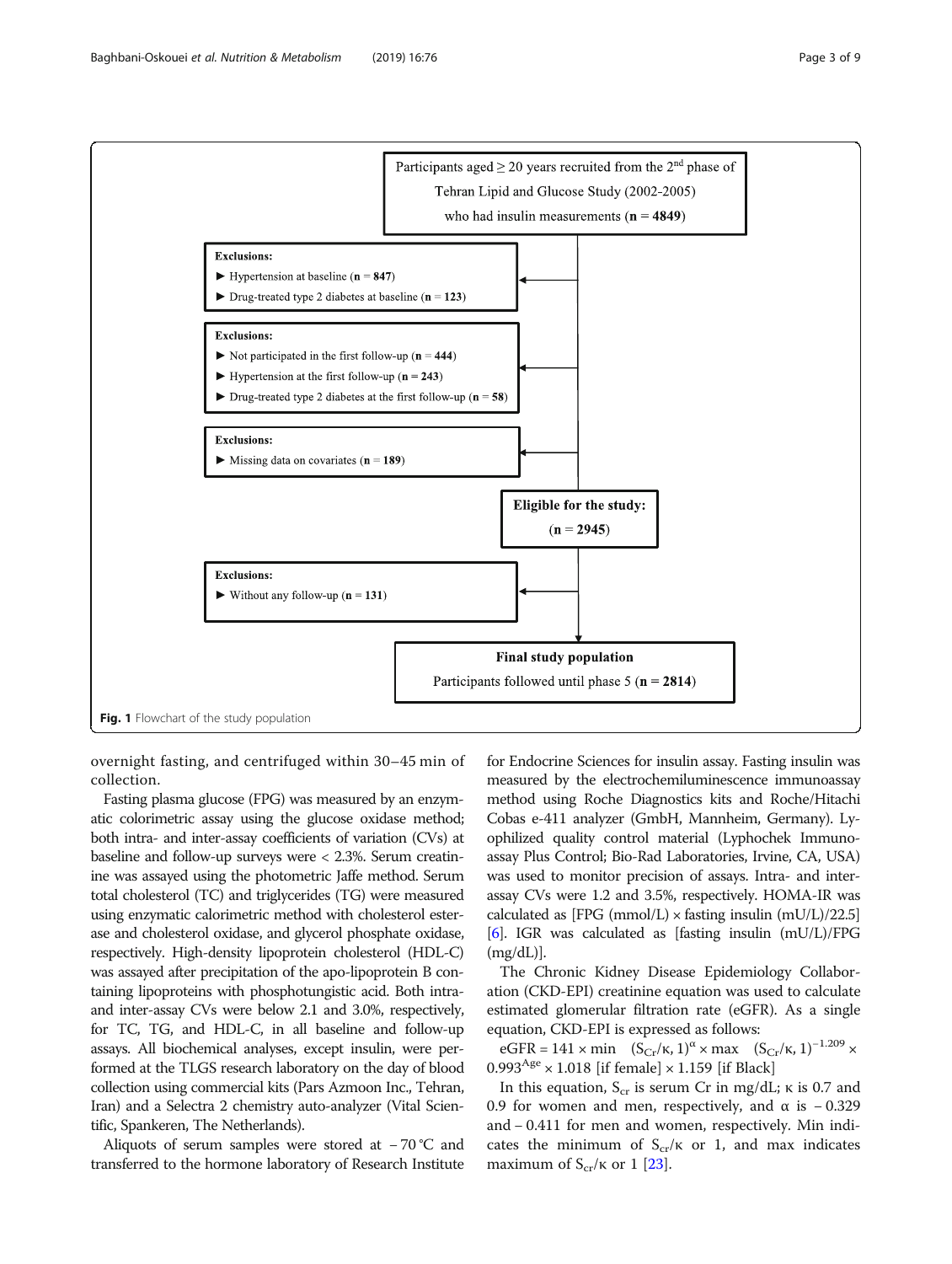Participants aged ≥ 20 years recruited from the 2nd phase of Tehran Lipid and Glucose Study (2002-2005) who had insulin measurements (**n = 4849**)

**Exclusions:**
- ► Hypertension at baseline (**n** = **847**)
- ► Drug-treated type 2 diabetes at baseline (**n** = **123**)

**Exclusions:**
- ► Not participated in the first follow-up (**n** = **444**)
- ► Hypertension at the first follow-up (**n** = **243**)
- ► Drug-treated type 2 diabetes at the first follow-up (**n** = **58**)

**Exclusions:**
- ► Missing data on covariates (**n** = **189**)

**Eligible for the study:** (**n** = **2945**)

**Exclusions:**
- ► Without any follow-up (**n** = **131**)

**Final study population**
Participants followed until phase 5 (**n = 2814**)

**Fig. 1** Flowchart of the study population

overnight fasting, and centrifuged within 30–45 min of collection.

Fasting plasma glucose (FPG) was measured by an enzymatic colorimetric assay using the glucose oxidase method; both intra- and inter-assay coefficients of variation (CVs) at baseline and follow-up surveys were < 2.3%. Serum creatinine was assayed using the photometric Jaffe method. Serum total cholesterol (TC) and triglycerides (TG) were measured using enzymatic calorimetric method with cholesterol esterase and cholesterol oxidase, and glycerol phosphate oxidase, respectively. High-density lipoprotein cholesterol (HDL-C) was assayed after precipitation of the apo-lipoprotein B containing lipoproteins with phosphotungistic acid. Both intra- and inter-assay CVs were below 2.1 and 3.0%, respectively, for TC, TG, and HDL-C, in all baseline and follow-up assays. All biochemical analyses, except insulin, were performed at the TLGS research laboratory on the day of blood collection using commercial kits (Pars Azmoon Inc., Tehran, Iran) and a Selectra 2 chemistry auto-analyzer (Vital Scientific, Spankeren, The Netherlands).

Aliquots of serum samples were stored at − 70 °C and transferred to the hormone laboratory of Research Institute for Endocrine Sciences for insulin assay. Fasting insulin was measured by the electrochemiluminescence immunoassay method using Roche Diagnostics kits and Roche/Hitachi Cobas e-411 analyzer (GmbH, Mannheim, Germany). Lyophilized quality control material (Lyphochek Immunoassay Plus Control; Bio-Rad Laboratories, Irvine, CA, USA) was used to monitor precision of assays. Intra- and inter-assay CVs were 1.2 and 3.5%, respectively. HOMA-IR was calculated as [FPG (mmol/L) × fasting insulin (mU/L)/22.5] [6]. IGR was calculated as [fasting insulin (mU/L)/FPG (mg/dL)].

The Chronic Kidney Disease Epidemiology Collaboration (CKD-EPI) creatinine equation was used to calculate estimated glomerular filtration rate (eGFR). As a single equation, CKD-EPI is expressed as follows:

$$eGFR = 141 \times \min(S_{Cr}/\kappa, 1)^{\alpha} \times \max(S_{Cr}/\kappa, 1)^{-1.209} \times 0.993^{Age} \times 1.018 \text{ [if female]} \times 1.159 \text{ [if Black]}$$

In this equation, $S_{cr}$ is serum Cr in mg/dL; κ is 0.7 and 0.9 for women and men, respectively, and α is − 0.329 and − 0.411 for men and women, respectively. Min indicates the minimum of $S_{cr}/\kappa$ or 1, and max indicates maximum of $S_{cr}/\kappa$ or 1 [23].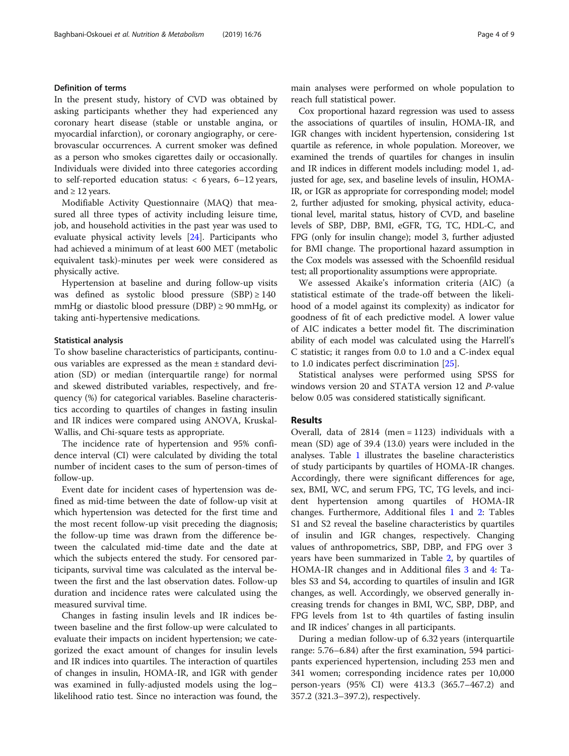### Definition of terms

In the present study, history of CVD was obtained by asking participants whether they had experienced any coronary heart disease (stable or unstable angina, or myocardial infarction), or coronary angiography, or cerebrovascular occurrences. A current smoker was defined as a person who smokes cigarettes daily or occasionally. Individuals were divided into three categories according to self-reported education status: < 6 years, 6–12 years, and ≥ 12 years.

Modifiable Activity Questionnaire (MAQ) that measured all three types of activity including leisure time, job, and household activities in the past year was used to evaluate physical activity levels [24]. Participants who had achieved a minimum of at least 600 MET (metabolic equivalent task)-minutes per week were considered as physically active.

Hypertension at baseline and during follow-up visits was defined as systolic blood pressure (SBP) ≥ 140 mmHg or diastolic blood pressure (DBP) ≥ 90 mmHg, or taking anti-hypertensive medications.

### Statistical analysis

To show baseline characteristics of participants, continuous variables are expressed as the mean ± standard deviation (SD) or median (interquartile range) for normal and skewed distributed variables, respectively, and frequency (%) for categorical variables. Baseline characteristics according to quartiles of changes in fasting insulin and IR indices were compared using ANOVA, Kruskal-Wallis, and Chi-square tests as appropriate.

The incidence rate of hypertension and 95% confidence interval (CI) were calculated by dividing the total number of incident cases to the sum of person-times of follow-up.

Event date for incident cases of hypertension was defined as mid-time between the date of follow-up visit at which hypertension was detected for the first time and the most recent follow-up visit preceding the diagnosis; the follow-up time was drawn from the difference between the calculated mid-time date and the date at which the subjects entered the study. For censored participants, survival time was calculated as the interval between the first and the last observation dates. Follow-up duration and incidence rates were calculated using the measured survival time.

Changes in fasting insulin levels and IR indices between baseline and the first follow-up were calculated to evaluate their impacts on incident hypertension; we categorized the exact amount of changes for insulin levels and IR indices into quartiles. The interaction of quartiles of changes in insulin, HOMA-IR, and IGR with gender was examined in fully-adjusted models using the log–likelihood ratio test. Since no interaction was found, the main analyses were performed on whole population to reach full statistical power.

Cox proportional hazard regression was used to assess the associations of quartiles of insulin, HOMA-IR, and IGR changes with incident hypertension, considering 1st quartile as reference, in whole population. Moreover, we examined the trends of quartiles for changes in insulin and IR indices in different models including: model 1, adjusted for age, sex, and baseline levels of insulin, HOMA-IR, or IGR as appropriate for corresponding model; model 2, further adjusted for smoking, physical activity, educational level, marital status, history of CVD, and baseline levels of SBP, DBP, BMI, eGFR, TG, TC, HDL-C, and FPG (only for insulin change); model 3, further adjusted for BMI change. The proportional hazard assumption in the Cox models was assessed with the Schoenfild residual test; all proportionality assumptions were appropriate.

We assessed Akaike's information criteria (AIC) (a statistical estimate of the trade-off between the likelihood of a model against its complexity) as indicator for goodness of fit of each predictive model. A lower value of AIC indicates a better model fit. The discrimination ability of each model was calculated using the Harrell's C statistic; it ranges from 0.0 to 1.0 and a C-index equal to 1.0 indicates perfect discrimination [25].

Statistical analyses were performed using SPSS for windows version 20 and STATA version 12 and *P*-value below 0.05 was considered statistically significant.

## Results

Overall, data of 2814 (men = 1123) individuals with a mean (SD) age of 39.4 (13.0) years were included in the analyses. Table 1 illustrates the baseline characteristics of study participants by quartiles of HOMA-IR changes. Accordingly, there were significant differences for age, sex, BMI, WC, and serum FPG, TC, TG levels, and incident hypertension among quartiles of HOMA-IR changes. Furthermore, Additional files 1 and 2: Tables S1 and S2 reveal the baseline characteristics by quartiles of insulin and IGR changes, respectively. Changing values of anthropometrics, SBP, DBP, and FPG over 3 years have been summarized in Table 2, by quartiles of HOMA-IR changes and in Additional files 3 and 4: Tables S3 and S4, according to quartiles of insulin and IGR changes, as well. Accordingly, we observed generally increasing trends for changes in BMI, WC, SBP, DBP, and FPG levels from 1st to 4th quartiles of fasting insulin and IR indices' changes in all participants.

During a median follow-up of 6.32 years (interquartile range: 5.76–6.84) after the first examination, 594 participants experienced hypertension, including 253 men and 341 women; corresponding incidence rates per 10,000 person-years (95% CI) were 413.3 (365.7–467.2) and 357.2 (321.3–397.2), respectively.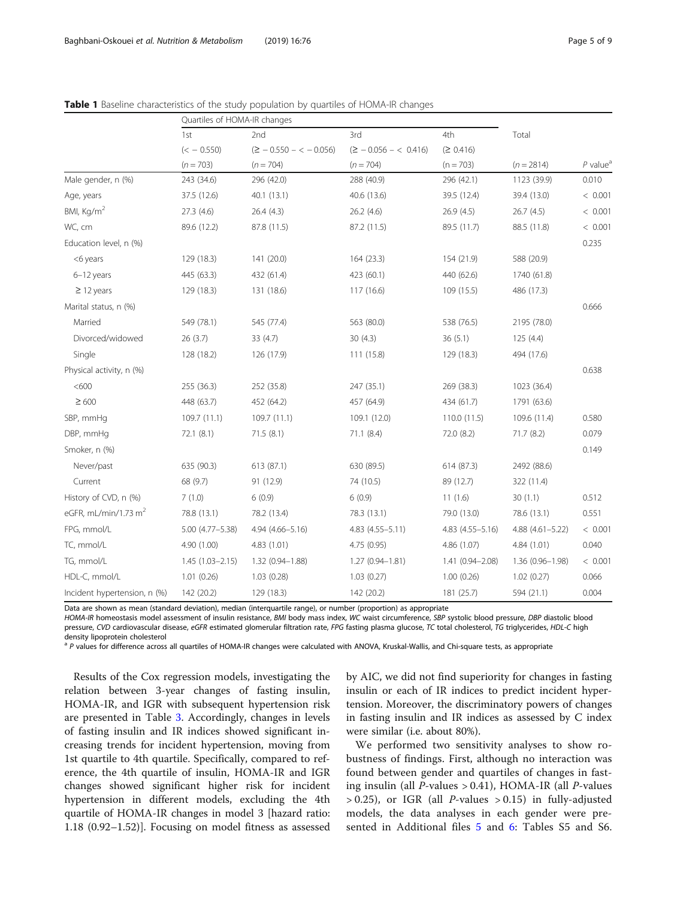**Table 1** Baseline characteristics of the study population by quartiles of HOMA-IR changes

| | Quartiles of HOMA-IR changes | | | | | |
|---|---|---|---|---|---|---|
| | 1st | 2nd | 3rd | 4th | Total | |
| | (< − 0.550) | (≥ − 0.550 – < − 0.056) | (≥ − 0.056 – < 0.416) | (≥ 0.416) | | |
| | (n = 703) | (n = 704) | (n = 704) | (n = 703) | (n = 2814) | *P* value[a] |
| Male gender, n (%) | 243 (34.6) | 296 (42.0) | 288 (40.9) | 296 (42.1) | 1123 (39.9) | 0.010 |
| Age, years | 37.5 (12.6) | 40.1 (13.1) | 40.6 (13.6) | 39.5 (12.4) | 39.4 (13.0) | < 0.001 |
| BMI, Kg/m$^2$ | 27.3 (4.6) | 26.4 (4.3) | 26.2 (4.6) | 26.9 (4.5) | 26.7 (4.5) | < 0.001 |
| WC, cm | 89.6 (12.2) | 87.8 (11.5) | 87.2 (11.5) | 89.5 (11.7) | 88.5 (11.8) | < 0.001 |
| Education level, n (%) | | | | | | 0.235 |
| <6 years | 129 (18.3) | 141 (20.0) | 164 (23.3) | 154 (21.9) | 588 (20.9) | |
| 6–12 years | 445 (63.3) | 432 (61.4) | 423 (60.1) | 440 (62.6) | 1740 (61.8) | |
| ≥ 12 years | 129 (18.3) | 131 (18.6) | 117 (16.6) | 109 (15.5) | 486 (17.3) | |
| Marital status, n (%) | | | | | | 0.666 |
| Married | 549 (78.1) | 545 (77.4) | 563 (80.0) | 538 (76.5) | 2195 (78.0) | |
| Divorced/widowed | 26 (3.7) | 33 (4.7) | 30 (4.3) | 36 (5.1) | 125 (4.4) | |
| Single | 128 (18.2) | 126 (17.9) | 111 (15.8) | 129 (18.3) | 494 (17.6) | |
| Physical activity, n (%) | | | | | | 0.638 |
| <600 | 255 (36.3) | 252 (35.8) | 247 (35.1) | 269 (38.3) | 1023 (36.4) | |
| ≥ 600 | 448 (63.7) | 452 (64.2) | 457 (64.9) | 434 (61.7) | 1791 (63.6) | |
| SBP, mmHg | 109.7 (11.1) | 109.7 (11.1) | 109.1 (12.0) | 110.0 (11.5) | 109.6 (11.4) | 0.580 |
| DBP, mmHg | 72.1 (8.1) | 71.5 (8.1) | 71.1 (8.4) | 72.0 (8.2) | 71.7 (8.2) | 0.079 |
| Smoker, n (%) | | | | | | 0.149 |
| Never/past | 635 (90.3) | 613 (87.1) | 630 (89.5) | 614 (87.3) | 2492 (88.6) | |
| Current | 68 (9.7) | 91 (12.9) | 74 (10.5) | 89 (12.7) | 322 (11.4) | |
| History of CVD, n (%) | 7 (1.0) | 6 (0.9) | 6 (0.9) | 11 (1.6) | 30 (1.1) | 0.512 |
| eGFR, mL/min/1.73 m$^2$ | 78.8 (13.1) | 78.2 (13.4) | 78.3 (13.1) | 79.0 (13.0) | 78.6 (13.1) | 0.551 |
| FPG, mmol/L | 5.00 (4.77–5.38) | 4.94 (4.66–5.16) | 4.83 (4.55–5.11) | 4.83 (4.55–5.16) | 4.88 (4.61–5.22) | < 0.001 |
| TC, mmol/L | 4.90 (1.00) | 4.83 (1.01) | 4.75 (0.95) | 4.86 (1.07) | 4.84 (1.01) | 0.040 |
| TG, mmol/L | 1.45 (1.03–2.15) | 1.32 (0.94–1.88) | 1.27 (0.94–1.81) | 1.41 (0.94–2.08) | 1.36 (0.96–1.98) | < 0.001 |
| HDL-C, mmol/L | 1.01 (0.26) | 1.03 (0.28) | 1.03 (0.27) | 1.00 (0.26) | 1.02 (0.27) | 0.066 |
| Incident hypertension, n (%) | 142 (20.2) | 129 (18.3) | 142 (20.2) | 181 (25.7) | 594 (21.1) | 0.004 |

Data are shown as mean (standard deviation), median (interquartile range), or number (proportion) as appropriate

*HOMA-IR* homeostasis model assessment of insulin resistance, *BMI* body mass index, *WC* waist circumference, *SBP* systolic blood pressure, *DBP* diastolic blood pressure, *CVD* cardiovascular disease, *eGFR* estimated glomerular filtration rate, *FPG* fasting plasma glucose, *TC* total cholesterol, *TG* triglycerides, *HDL-C* high density lipoprotein cholesterol

[a] *P* values for difference across all quartiles of HOMA-IR changes were calculated with ANOVA, Kruskal-Wallis, and Chi-square tests, as appropriate

Results of the Cox regression models, investigating the relation between 3-year changes of fasting insulin, HOMA-IR, and IGR with subsequent hypertension risk are presented in Table 3. Accordingly, changes in levels of fasting insulin and IR indices showed significant increasing trends for incident hypertension, moving from 1st quartile to 4th quartile. Specifically, compared to reference, the 4th quartile of insulin, HOMA-IR and IGR changes showed significant higher risk for incident hypertension in different models, excluding the 4th quartile of HOMA-IR changes in model 3 [hazard ratio: 1.18 (0.92–1.52)]. Focusing on model fitness as assessed by AIC, we did not find superiority for changes in fasting insulin or each of IR indices to predict incident hypertension. Moreover, the discriminatory powers of changes in fasting insulin and IR indices as assessed by C index were similar (i.e. about 80%).

We performed two sensitivity analyses to show robustness of findings. First, although no interaction was found between gender and quartiles of changes in fasting insulin (all *P*-values > 0.41), HOMA-IR (all *P*-values > 0.25), or IGR (all *P*-values > 0.15) in fully-adjusted models, the data analyses in each gender were presented in Additional files 5 and 6: Tables S5 and S6.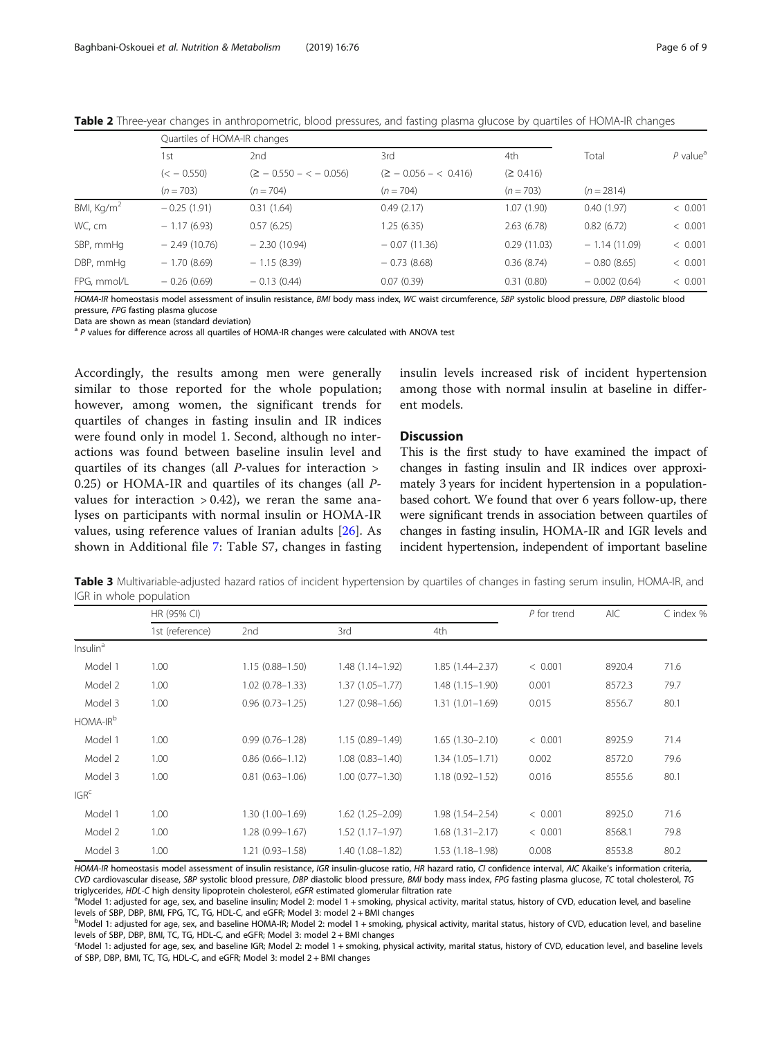**Table 2** Three-year changes in anthropometric, blood pressures, and fasting plasma glucose by quartiles of HOMA-IR changes

| | Quartiles of HOMA-IR changes | | | | Total | *P* value[a] |
|---|---|---|---|---|---|---|
| | 1st | 2nd | 3rd | 4th | | |
| | (< − 0.550) | (≥ − 0.550 − < − 0.056) | (≥ − 0.056 − < 0.416) | (≥ 0.416) | | |
| | (*n* = 703) | (*n* = 704) | (*n* = 704) | (*n* = 703) | (*n* = 2814) | |
| BMI, Kg/m$^2$ | − 0.25 (1.91) | 0.31 (1.64) | 0.49 (2.17) | 1.07 (1.90) | 0.40 (1.97) | < 0.001 |
| WC, cm | − 1.17 (6.93) | 0.57 (6.25) | 1.25 (6.35) | 2.63 (6.78) | 0.82 (6.72) | < 0.001 |
| SBP, mmHg | − 2.49 (10.76) | − 2.30 (10.94) | − 0.07 (11.36) | 0.29 (11.03) | − 1.14 (11.09) | < 0.001 |
| DBP, mmHg | − 1.70 (8.69) | − 1.15 (8.39) | − 0.73 (8.68) | 0.36 (8.74) | − 0.80 (8.65) | < 0.001 |
| FPG, mmol/L | − 0.26 (0.69) | − 0.13 (0.44) | 0.07 (0.39) | 0.31 (0.80) | − 0.002 (0.64) | < 0.001 |

*HOMA-IR* homeostasis model assessment of insulin resistance, *BMI* body mass index, *WC* waist circumference, *SBP* systolic blood pressure, *DBP* diastolic blood pressure, *FPG* fasting plasma glucose

Data are shown as mean (standard deviation)

[a] *P* values for difference across all quartiles of HOMA-IR changes were calculated with ANOVA test

Accordingly, the results among men were generally similar to those reported for the whole population; however, among women, the significant trends for quartiles of changes in fasting insulin and IR indices were found only in model 1. Second, although no interactions was found between baseline insulin level and quartiles of its changes (all *P*-values for interaction > 0.25) or HOMA-IR and quartiles of its changes (all *P*-values for interaction > 0.42), we reran the same analyses on participants with normal insulin or HOMA-IR values, using reference values of Iranian adults [26]. As shown in Additional file 7: Table S7, changes in fasting insulin levels increased risk of incident hypertension among those with normal insulin at baseline in different models.

## Discussion

This is the first study to have examined the impact of changes in fasting insulin and IR indices over approximately 3 years for incident hypertension in a population-based cohort. We found that over 6 years follow-up, there were significant trends in association between quartiles of changes in fasting insulin, HOMA-IR and IGR levels and incident hypertension, independent of important baseline

**Table 3** Multivariable-adjusted hazard ratios of incident hypertension by quartiles of changes in fasting serum insulin, HOMA-IR, and IGR in whole population

| | HR (95% CI) | | | | *P* for trend | AIC | C index % |
|---|---|---|---|---|---|---|---|
| | 1st (reference) | 2nd | 3rd | 4th | | | |
| Insulin[a] | | | | | | | |
| Model 1 | 1.00 | 1.15 (0.88–1.50) | 1.48 (1.14–1.92) | 1.85 (1.44–2.37) | < 0.001 | 8920.4 | 71.6 |
| Model 2 | 1.00 | 1.02 (0.78–1.33) | 1.37 (1.05–1.77) | 1.48 (1.15–1.90) | 0.001 | 8572.3 | 79.7 |
| Model 3 | 1.00 | 0.96 (0.73–1.25) | 1.27 (0.98–1.66) | 1.31 (1.01–1.69) | 0.015 | 8556.7 | 80.1 |
| HOMA-IR[b] | | | | | | | |
| Model 1 | 1.00 | 0.99 (0.76–1.28) | 1.15 (0.89–1.49) | 1.65 (1.30–2.10) | < 0.001 | 8925.9 | 71.4 |
| Model 2 | 1.00 | 0.86 (0.66–1.12) | 1.08 (0.83–1.40) | 1.34 (1.05–1.71) | 0.002 | 8572.0 | 79.6 |
| Model 3 | 1.00 | 0.81 (0.63–1.06) | 1.00 (0.77–1.30) | 1.18 (0.92–1.52) | 0.016 | 8555.6 | 80.1 |
| IGR[c] | | | | | | | |
| Model 1 | 1.00 | 1.30 (1.00–1.69) | 1.62 (1.25–2.09) | 1.98 (1.54–2.54) | < 0.001 | 8925.0 | 71.6 |
| Model 2 | 1.00 | 1.28 (0.99–1.67) | 1.52 (1.17–1.97) | 1.68 (1.31–2.17) | < 0.001 | 8568.1 | 79.8 |
| Model 3 | 1.00 | 1.21 (0.93–1.58) | 1.40 (1.08–1.82) | 1.53 (1.18–1.98) | 0.008 | 8553.8 | 80.2 |

*HOMA-IR* homeostasis model assessment of insulin resistance, *IGR* insulin-glucose ratio, *HR* hazard ratio, *CI* confidence interval, *AIC* Akaike's information criteria, *CVD* cardiovascular disease, *SBP* systolic blood pressure, *DBP* diastolic blood pressure, *BMI* body mass index, *FPG* fasting plasma glucose, *TC* total cholesterol, *TG* triglycerides, *HDL-C* high density lipoprotein cholesterol, *eGFR* estimated glomerular filtration rate

[a] Model 1: adjusted for age, sex, and baseline insulin; Model 2: model 1 + smoking, physical activity, marital status, history of CVD, education level, and baseline levels of SBP, DBP, BMI, FPG, TC, TG, HDL-C, and eGFR; Model 3: model 2 + BMI changes

[b] Model 1: adjusted for age, sex, and baseline HOMA-IR; Model 2: model 1 + smoking, physical activity, marital status, history of CVD, education level, and baseline levels of SBP, DBP, BMI, TC, TG, HDL-C, and eGFR; Model 3: model 2 + BMI changes

[c] Model 1: adjusted for age, sex, and baseline IGR; Model 2: model 1 + smoking, physical activity, marital status, history of CVD, education level, and baseline levels of SBP, DBP, BMI, TC, TG, HDL-C, and eGFR; Model 3: model 2 + BMI changes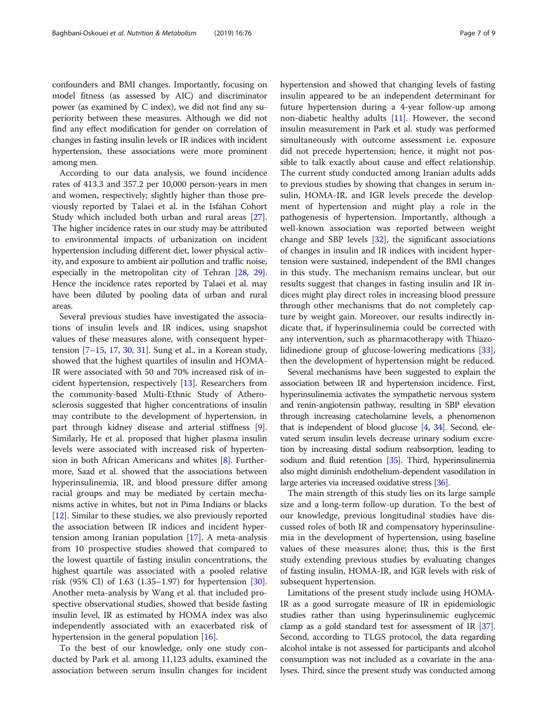confounders and BMI changes. Importantly, focusing on model fitness (as assessed by AIC) and discriminator power (as examined by C index), we did not find any superiority between these measures. Although we did not find any effect modification for gender on correlation of changes in fasting insulin levels or IR indices with incident hypertension, these associations were more prominent among men.

According to our data analysis, we found incidence rates of 413.3 and 357.2 per 10,000 person-years in men and women, respectively; slightly higher than those previously reported by Talaei et al. in the Isfahan Cohort Study which included both urban and rural areas [27]. The higher incidence rates in our study may be attributed to environmental impacts of urbanization on incident hypertension including different diet, lower physical activity, and exposure to ambient air pollution and traffic noise, especially in the metropolitan city of Tehran [28, 29]. Hence the incidence rates reported by Talaei et al. may have been diluted by pooling data of urban and rural areas.

Several previous studies have investigated the associations of insulin levels and IR indices, using snapshot values of these measures alone, with consequent hypertension [7–15, 17, 30, 31]. Sung et al., in a Korean study, showed that the highest quartiles of insulin and HOMA-IR were associated with 50 and 70% increased risk of incident hypertension, respectively [13]. Researchers from the community-based Multi-Ethnic Study of Atherosclerosis suggested that higher concentrations of insulin may contribute to the development of hypertension, in part through kidney disease and arterial stiffness [9]. Similarly, He et al. proposed that higher plasma insulin levels were associated with increased risk of hypertension in both African Americans and whites [8]. Furthermore, Saad et al. showed that the associations between hyperinsulinemia, IR, and blood pressure differ among racial groups and may be mediated by certain mechanisms active in whites, but not in Pima Indians or blacks [12]. Similar to these studies, we also previously reported the association between IR indices and incident hypertension among Iranian population [17]. A meta-analysis from 10 prospective studies showed that compared to the lowest quartile of fasting insulin concentrations, the highest quartile was associated with a pooled relative risk (95% CI) of 1.63 (1.35–1.97) for hypertension [30]. Another meta-analysis by Wang et al. that included prospective observational studies, showed that beside fasting insulin level, IR as estimated by HOMA index was also independently associated with an exacerbated risk of hypertension in the general population [16].

To the best of our knowledge, only one study conducted by Park et al. among 11,123 adults, examined the association between serum insulin changes for incident hypertension and showed that changing levels of fasting insulin appeared to be an independent determinant for future hypertension during a 4-year follow-up among non-diabetic healthy adults [11]. However, the second insulin measurement in Park et al. study was performed simultaneously with outcome assessment i.e. exposure did not precede hypertension; hence, it might not possible to talk exactly about cause and effect relationship. The current study conducted among Iranian adults adds to previous studies by showing that changes in serum insulin, HOMA-IR, and IGR levels precede the development of hypertension and might play a role in the pathogenesis of hypertension. Importantly, although a well-known association was reported between weight change and SBP levels [32], the significant associations of changes in insulin and IR indices with incident hypertension were sustained, independent of the BMI changes in this study. The mechanism remains unclear, but our results suggest that changes in fasting insulin and IR indices might play direct roles in increasing blood pressure through other mechanisms that do not completely capture by weight gain. Moreover, our results indirectly indicate that, if hyperinsulinemia could be corrected with any intervention, such as pharmacotherapy with Thiazolidinedione group of glucose-lowering medications [33], then the development of hypertension might be reduced.

Several mechanisms have been suggested to explain the association between IR and hypertension incidence. First, hyperinsulinemia activates the sympathetic nervous system and renin-angiotensin pathway, resulting in SBP elevation through increasing catecholamine levels, a phenomenon that is independent of blood glucose [4, 34]. Second, elevated serum insulin levels decrease urinary sodium excretion by increasing distal sodium reabsorption, leading to sodium and fluid retention [35]. Third, hyperinsulinemia also might diminish endothelium-dependent vasodilation in large arteries via increased oxidative stress [36].

The main strength of this study lies on its large sample size and a long-term follow-up duration. To the best of our knowledge, previous longitudinal studies have discussed roles of both IR and compensatory hyperinsulinemia in the development of hypertension, using baseline values of these measures alone; thus, this is the first study extending previous studies by evaluating changes of fasting insulin, HOMA-IR, and IGR levels with risk of subsequent hypertension.

Limitations of the present study include using HOMA-IR as a good surrogate measure of IR in epidemiologic studies rather than using hyperinsulinemic euglycemic clamp as a gold standard test for assessment of IR [37]. Second, according to TLGS protocol, the data regarding alcohol intake is not assessed for participants and alcohol consumption was not included as a covariate in the analyses. Third, since the present study was conducted among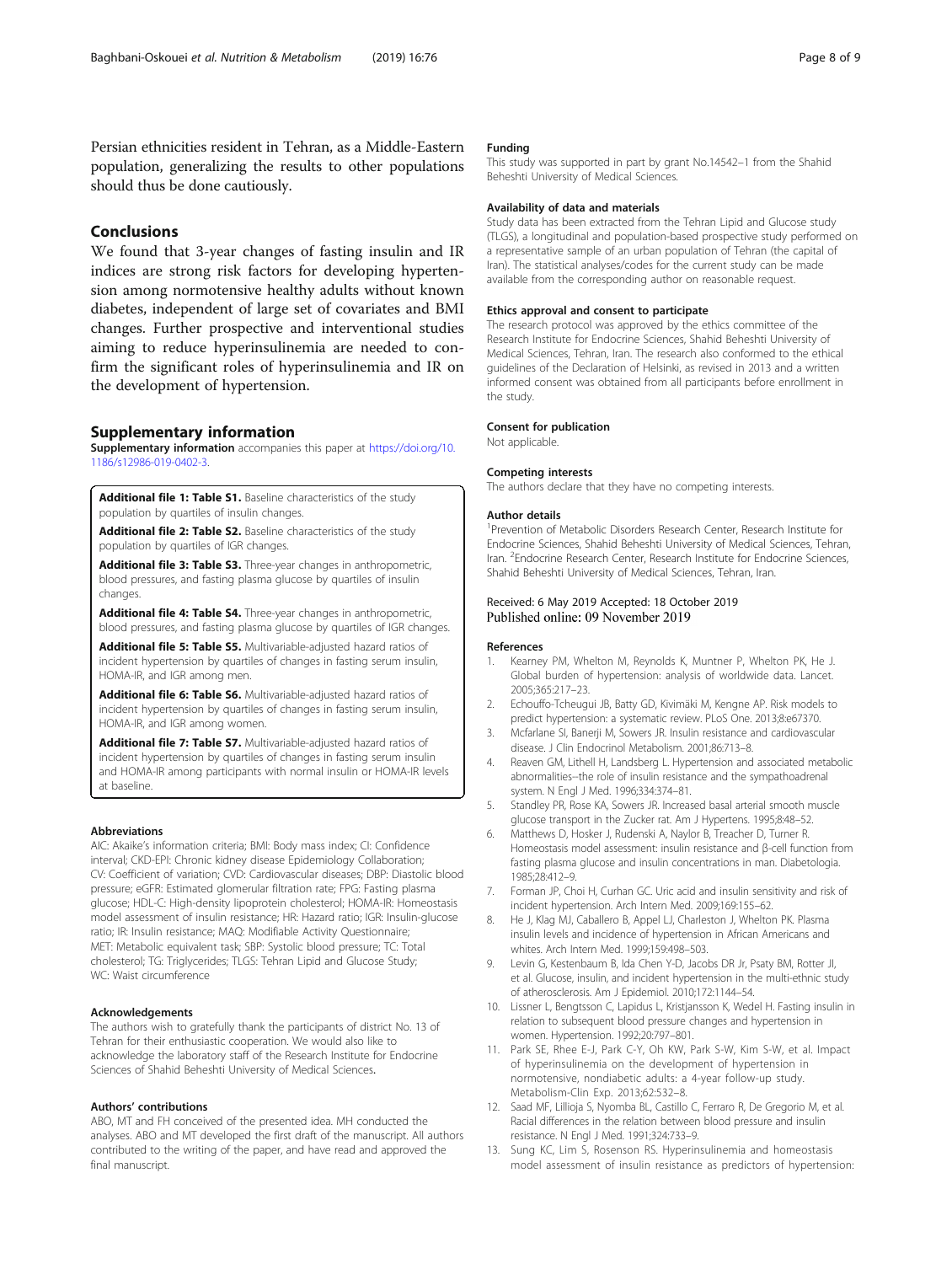Persian ethnicities resident in Tehran, as a Middle-Eastern population, generalizing the results to other populations should thus be done cautiously.

## Conclusions

We found that 3-year changes of fasting insulin and IR indices are strong risk factors for developing hypertension among normotensive healthy adults without known diabetes, independent of large set of covariates and BMI changes. Further prospective and interventional studies aiming to reduce hyperinsulinemia are needed to confirm the significant roles of hyperinsulinemia and IR on the development of hypertension.

## Supplementary information

**Supplementary information** accompanies this paper at https://doi.org/10.1186/s12986-019-0402-3.

**Additional file 1: Table S1.** Baseline characteristics of the study population by quartiles of insulin changes.

**Additional file 2: Table S2.** Baseline characteristics of the study population by quartiles of IGR changes.

**Additional file 3: Table S3.** Three-year changes in anthropometric, blood pressures, and fasting plasma glucose by quartiles of insulin changes.

**Additional file 4: Table S4.** Three-year changes in anthropometric, blood pressures, and fasting plasma glucose by quartiles of IGR changes.

**Additional file 5: Table S5.** Multivariable-adjusted hazard ratios of incident hypertension by quartiles of changes in fasting serum insulin, HOMA-IR, and IGR among men.

**Additional file 6: Table S6.** Multivariable-adjusted hazard ratios of incident hypertension by quartiles of changes in fasting serum insulin, HOMA-IR, and IGR among women.

**Additional file 7: Table S7.** Multivariable-adjusted hazard ratios of incident hypertension by quartiles of changes in fasting serum insulin and HOMA-IR among participants with normal insulin or HOMA-IR levels at baseline.

#### Abbreviations

AIC: Akaike's information criteria; BMI: Body mass index; CI: Confidence interval; CKD-EPI: Chronic kidney disease Epidemiology Collaboration; CV: Coefficient of variation; CVD: Cardiovascular diseases; DBP: Diastolic blood pressure; eGFR: Estimated glomerular filtration rate; FPG: Fasting plasma glucose; HDL-C: High-density lipoprotein cholesterol; HOMA-IR: Homeostasis model assessment of insulin resistance; HR: Hazard ratio; IGR: Insulin-glucose ratio; IR: Insulin resistance; MAQ: Modifiable Activity Questionnaire; MET: Metabolic equivalent task; SBP: Systolic blood pressure; TC: Total cholesterol; TG: Triglycerides; TLGS: Tehran Lipid and Glucose Study; WC: Waist circumference

#### Acknowledgements

The authors wish to gratefully thank the participants of district No. 13 of Tehran for their enthusiastic cooperation. We would also like to acknowledge the laboratory staff of the Research Institute for Endocrine Sciences of Shahid Beheshti University of Medical Sciences.

#### Authors' contributions

ABO, MT and FH conceived of the presented idea. MH conducted the analyses. ABO and MT developed the first draft of the manuscript. All authors contributed to the writing of the paper, and have read and approved the final manuscript.

#### Funding

This study was supported in part by grant No.14542–1 from the Shahid Beheshti University of Medical Sciences.

#### Availability of data and materials

Study data has been extracted from the Tehran Lipid and Glucose study (TLGS), a longitudinal and population-based prospective study performed on a representative sample of an urban population of Tehran (the capital of Iran). The statistical analyses/codes for the current study can be made available from the corresponding author on reasonable request.

#### Ethics approval and consent to participate

The research protocol was approved by the ethics committee of the Research Institute for Endocrine Sciences, Shahid Beheshti University of Medical Sciences, Tehran, Iran. The research also conformed to the ethical guidelines of the Declaration of Helsinki, as revised in 2013 and a written informed consent was obtained from all participants before enrollment in the study.

#### Consent for publication

Not applicable.

#### Competing interests

The authors declare that they have no competing interests.

#### Author details

[1]Prevention of Metabolic Disorders Research Center, Research Institute for Endocrine Sciences, Shahid Beheshti University of Medical Sciences, Tehran, Iran. [2]Endocrine Research Center, Research Institute for Endocrine Sciences, Shahid Beheshti University of Medical Sciences, Tehran, Iran.

Received: 6 May 2019 Accepted: 18 October 2019
Published online: 09 November 2019

#### References

1. Kearney PM, Whelton M, Reynolds K, Muntner P, Whelton PK, He J. Global burden of hypertension: analysis of worldwide data. Lancet. 2005;365:217–23.
2. Echouffo-Tcheugui JB, Batty GD, Kivimäki M, Kengne AP. Risk models to predict hypertension: a systematic review. PLoS One. 2013;8:e67370.
3. Mcfarlane SI, Banerji M, Sowers JR. Insulin resistance and cardiovascular disease. J Clin Endocrinol Metabolism. 2001;86:713–8.
4. Reaven GM, Lithell H, Landsberg L. Hypertension and associated metabolic abnormalities--the role of insulin resistance and the sympathoadrenal system. N Engl J Med. 1996;334:374–81.
5. Standley PR, Rose KA, Sowers JR. Increased basal arterial smooth muscle glucose transport in the Zucker rat. Am J Hypertens. 1995;8:48–52.
6. Matthews D, Hosker J, Rudenski A, Naylor B, Treacher D, Turner R. Homeostasis model assessment: insulin resistance and β-cell function from fasting plasma glucose and insulin concentrations in man. Diabetologia. 1985;28:412–9.
7. Forman JP, Choi H, Curhan GC. Uric acid and insulin sensitivity and risk of incident hypertension. Arch Intern Med. 2009;169:155–62.
8. He J, Klag MJ, Caballero B, Appel LJ, Charleston J, Whelton PK. Plasma insulin levels and incidence of hypertension in African Americans and whites. Arch Intern Med. 1999;159:498–503.
9. Levin G, Kestenbaum B, Ida Chen Y-D, Jacobs DR Jr, Psaty BM, Rotter JI, et al. Glucose, insulin, and incident hypertension in the multi-ethnic study of atherosclerosis. Am J Epidemiol. 2010;172:1144–54.
10. Lissner L, Bengtsson C, Lapidus L, Kristjansson K, Wedel H. Fasting insulin in relation to subsequent blood pressure changes and hypertension in women. Hypertension. 1992;20:797–801.
11. Park SE, Rhee E-J, Park C-Y, Oh KW, Park S-W, Kim S-W, et al. Impact of hyperinsulinemia on the development of hypertension in normotensive, nondiabetic adults: a 4-year follow-up study. Metabolism-Clin Exp. 2013;62:532–8.
12. Saad MF, Lillioja S, Nyomba BL, Castillo C, Ferraro R, De Gregorio M, et al. Racial differences in the relation between blood pressure and insulin resistance. N Engl J Med. 1991;324:733–9.
13. Sung KC, Lim S, Rosenson RS. Hyperinsulinemia and homeostasis model assessment of insulin resistance as predictors of hypertension: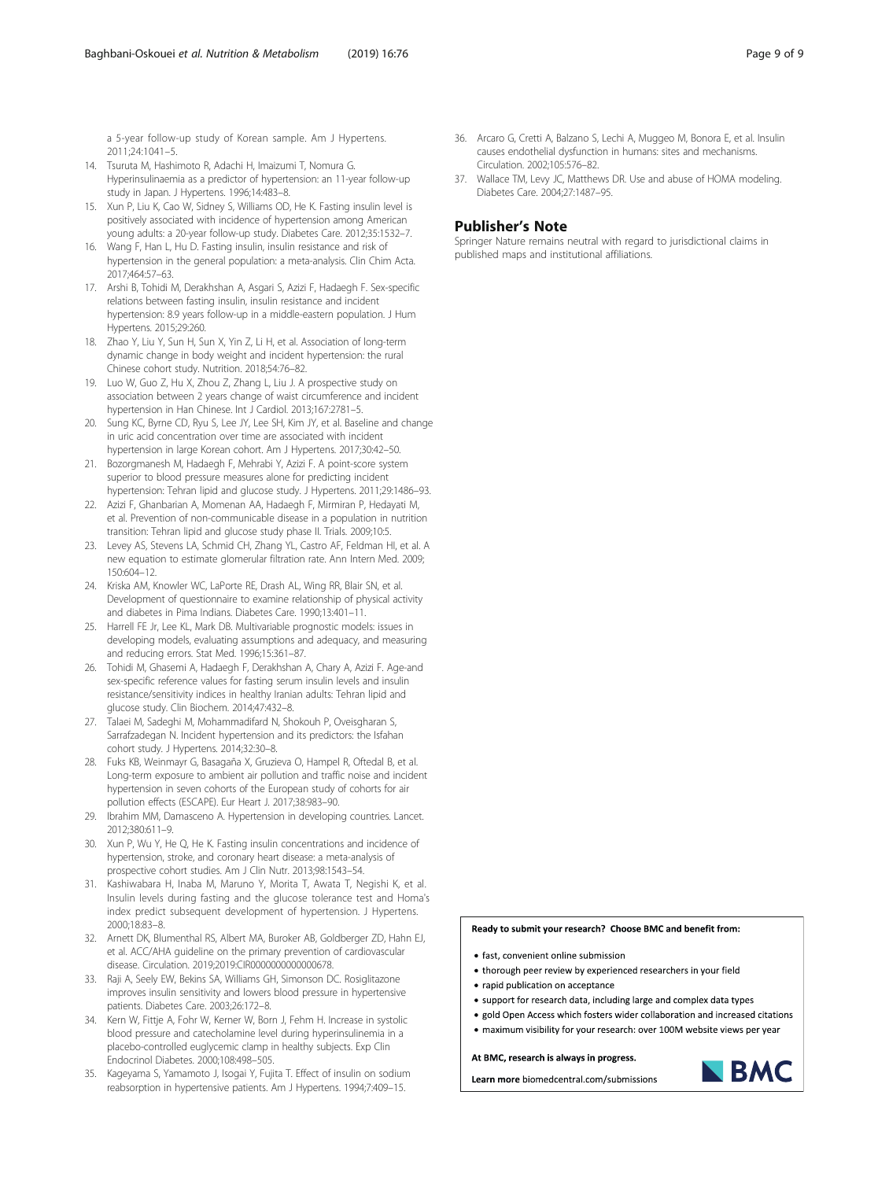a 5-year follow-up study of Korean sample. Am J Hypertens. 2011;24:1041–5.

14. Tsuruta M, Hashimoto R, Adachi H, Imaizumi T, Nomura G. Hyperinsulinaemia as a predictor of hypertension: an 11-year follow-up study in Japan. J Hypertens. 1996;14:483–8.
15. Xun P, Liu K, Cao W, Sidney S, Williams OD, He K. Fasting insulin level is positively associated with incidence of hypertension among American young adults: a 20-year follow-up study. Diabetes Care. 2012;35:1532–7.
16. Wang F, Han L, Hu D. Fasting insulin, insulin resistance and risk of hypertension in the general population: a meta-analysis. Clin Chim Acta. 2017;464:57–63.
17. Arshi B, Tohidi M, Derakhshan A, Asgari S, Azizi F, Hadaegh F. Sex-specific relations between fasting insulin, insulin resistance and incident hypertension: 8.9 years follow-up in a middle-eastern population. J Hum Hypertens. 2015;29:260.
18. Zhao Y, Liu Y, Sun H, Sun X, Yin Z, Li H, et al. Association of long-term dynamic change in body weight and incident hypertension: the rural Chinese cohort study. Nutrition. 2018;54:76–82.
19. Luo W, Guo Z, Hu X, Zhou Z, Zhang L, Liu J. A prospective study on association between 2 years change of waist circumference and incident hypertension in Han Chinese. Int J Cardiol. 2013;167:2781–5.
20. Sung KC, Byrne CD, Ryu S, Lee JY, Lee SH, Kim JY, et al. Baseline and change in uric acid concentration over time are associated with incident hypertension in large Korean cohort. Am J Hypertens. 2017;30:42–50.
21. Bozorgmanesh M, Hadaegh F, Mehrabi Y, Azizi F. A point-score system superior to blood pressure measures alone for predicting incident hypertension: Tehran lipid and glucose study. J Hypertens. 2011;29:1486–93.
22. Azizi F, Ghanbarian A, Momenan AA, Hadaegh F, Mirmiran P, Hedayati M, et al. Prevention of non-communicable disease in a population in nutrition transition: Tehran lipid and glucose study phase II. Trials. 2009;10:5.
23. Levey AS, Stevens LA, Schmid CH, Zhang YL, Castro AF, Feldman HI, et al. A new equation to estimate glomerular filtration rate. Ann Intern Med. 2009; 150:604–12.
24. Kriska AM, Knowler WC, LaPorte RE, Drash AL, Wing RR, Blair SN, et al. Development of questionnaire to examine relationship of physical activity and diabetes in Pima Indians. Diabetes Care. 1990;13:401–11.
25. Harrell FE Jr, Lee KL, Mark DB. Multivariable prognostic models: issues in developing models, evaluating assumptions and adequacy, and measuring and reducing errors. Stat Med. 1996;15:361–87.
26. Tohidi M, Ghasemi A, Hadaegh F, Derakhshan A, Chary A, Azizi F. Age-and sex-specific reference values for fasting serum insulin levels and insulin resistance/sensitivity indices in healthy Iranian adults: Tehran lipid and glucose study. Clin Biochem. 2014;47:432–8.
27. Talaei M, Sadeghi M, Mohammadifard N, Shokouh P, Oveisgharan S, Sarrafzadegan N. Incident hypertension and its predictors: the Isfahan cohort study. J Hypertens. 2014;32:30–8.
28. Fuks KB, Weinmayr G, Basagaña X, Gruzieva O, Hampel R, Oftedal B, et al. Long-term exposure to ambient air pollution and traffic noise and incident hypertension in seven cohorts of the European study of cohorts for air pollution effects (ESCAPE). Eur Heart J. 2017;38:983–90.
29. Ibrahim MM, Damasceno A. Hypertension in developing countries. Lancet. 2012;380:611–9.
30. Xun P, Wu Y, He Q, He K. Fasting insulin concentrations and incidence of hypertension, stroke, and coronary heart disease: a meta-analysis of prospective cohort studies. Am J Clin Nutr. 2013;98:1543–54.
31. Kashiwabara H, Inaba M, Maruno Y, Morita T, Awata T, Negishi K, et al. Insulin levels during fasting and the glucose tolerance test and Homa's index predict subsequent development of hypertension. J Hypertens. 2000;18:83–8.
32. Arnett DK, Blumenthal RS, Albert MA, Buroker AB, Goldberger ZD, Hahn EJ, et al. ACC/AHA guideline on the primary prevention of cardiovascular disease. Circulation. 2019;2019:CIR0000000000000678.
33. Raji A, Seely EW, Bekins SA, Williams GH, Simonson DC. Rosiglitazone improves insulin sensitivity and lowers blood pressure in hypertensive patients. Diabetes Care. 2003;26:172–8.
34. Kern W, Fittje A, Fohr W, Kerner W, Born J, Fehm H. Increase in systolic blood pressure and catecholamine level during hyperinsulinemia in a placebo-controlled euglycemic clamp in healthy subjects. Exp Clin Endocrinol Diabetes. 2000;108:498–505.
35. Kageyama S, Yamamoto J, Isogai Y, Fujita T. Effect of insulin on sodium reabsorption in hypertensive patients. Am J Hypertens. 1994;7:409–15.
36. Arcaro G, Cretti A, Balzano S, Lechi A, Muggeo M, Bonora E, et al. Insulin causes endothelial dysfunction in humans: sites and mechanisms. Circulation. 2002;105:576–82.
37. Wallace TM, Levy JC, Matthews DR. Use and abuse of HOMA modeling. Diabetes Care. 2004;27:1487–95.

## Publisher's Note

Springer Nature remains neutral with regard to jurisdictional claims in published maps and institutional affiliations.

**Ready to submit your research? Choose BMC and benefit from:**

- fast, convenient online submission
- thorough peer review by experienced researchers in your field
- rapid publication on acceptance
- support for research data, including large and complex data types
- gold Open Access which fosters wider collaboration and increased citations
- maximum visibility for your research: over 100M website views per year

**At BMC, research is always in progress.**

**Learn more** biomedcentral.com/submissions

BMC